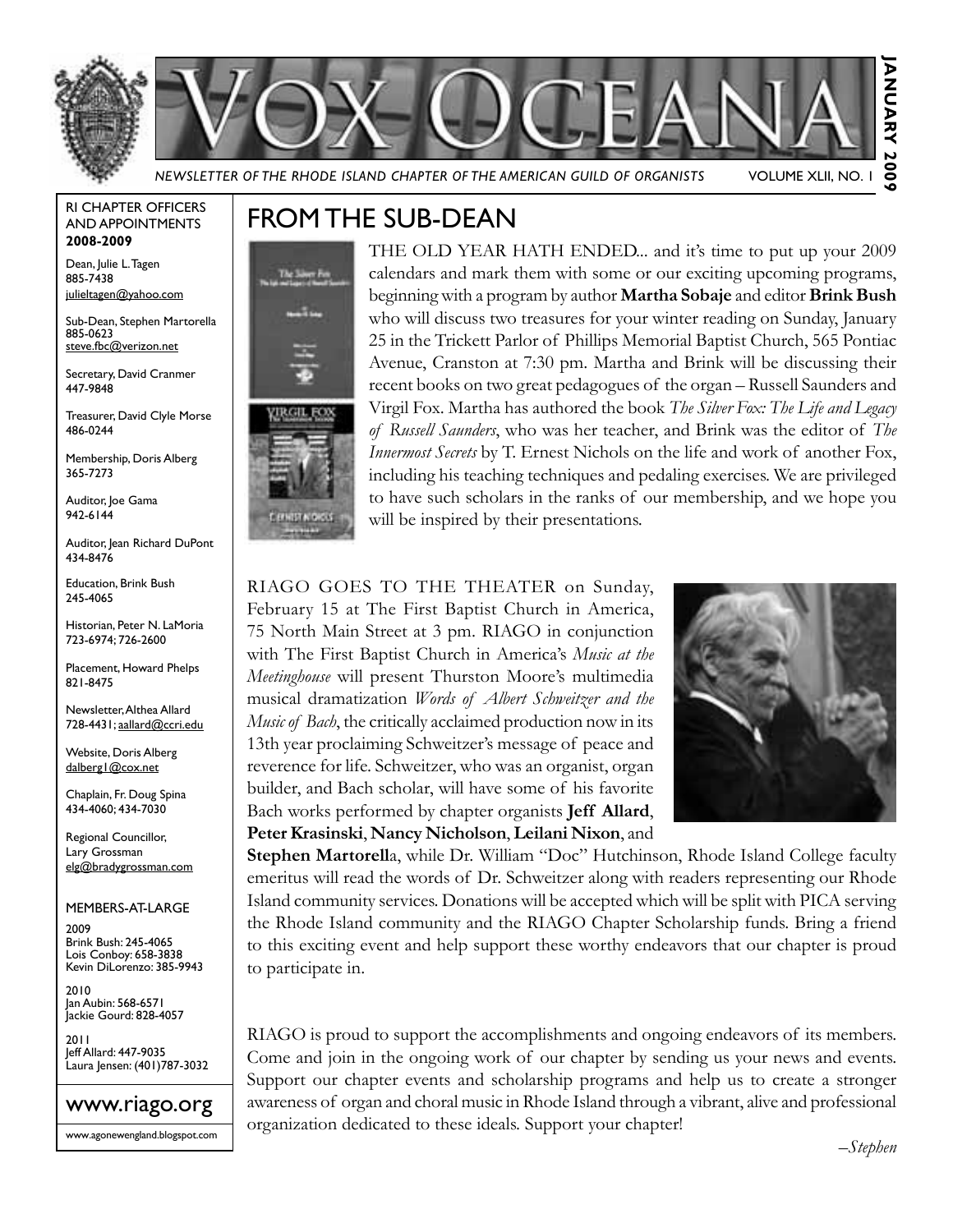# VOX OCEANA

*NEWSLETTER OF THE RHODE ISLAND CHAPTER OF THE AMERICAN GUILD OF ORGANISTS* VOLUME XLII, NO. 1

**JANUARY 2009**

RI CHAPTER OFFICERS AND APPOINTMENTS
**2008-2009**

Dean, Julie L. Tagen
885-7438
julieltagen@yahoo.com

Sub-Dean, Stephen Martorella
885-0623
steve.fbc@verizon.net

Secretary, David Cranmer
447-9848

Treasurer, David Clyle Morse
486-0244

Membership, Doris Alberg
365-7273

Auditor, Joe Gama
942-6144

Auditor, Jean Richard DuPont
434-8476

Education, Brink Bush
245-4065

Historian, Peter N. LaMoria
723-6974; 726-2600

Placement, Howard Phelps
821-8475

Newsletter, Althea Allard
728-4431; aallard@ccri.edu

Website, Doris Alberg
dalberg1@cox.net

Chaplain, Fr. Doug Spina
434-4060; 434-7030

Regional Councillor,
Lary Grossman
elg@bradygrossman.com

MEMBERS-AT-LARGE

2009
Brink Bush: 245-4065
Lois Conboy: 658-3838
Kevin DiLorenzo: 385-9943

2010
Jan Aubin: 568-6571
Jackie Gourd: 828-4057

2011
Jeff Allard: 447-9035
Laura Jensen: (401)787-3032

www.riago.org

www.agonewengland.blogspot.com

## FROM THE SUB-DEAN

THE OLD YEAR HATH ENDED... and it's time to put up your 2009 calendars and mark them with some or our exciting upcoming programs, beginning with a program by author **Martha Sobaje** and editor **Brink Bush** who will discuss two treasures for your winter reading on Sunday, January 25 in the Trickett Parlor of Phillips Memorial Baptist Church, 565 Pontiac Avenue, Cranston at 7:30 pm. Martha and Brink will be discussing their recent books on two great pedagogues of the organ – Russell Saunders and Virgil Fox. Martha has authored the book *The Silver Fox: The Life and Legacy of Russell Saunders*, who was her teacher, and Brink was the editor of *The Innermost Secrets* by T. Ernest Nichols on the life and work of another Fox, including his teaching techniques and pedaling exercises. We are privileged to have such scholars in the ranks of our membership, and we hope you will be inspired by their presentations.

RIAGO GOES TO THE THEATER on Sunday, February 15 at The First Baptist Church in America, 75 North Main Street at 3 pm. RIAGO in conjunction with The First Baptist Church in America's *Music at the Meetinghouse* will present Thurston Moore's multimedia musical dramatization *Words of Albert Schweitzer and the Music of Bach*, the critically acclaimed production now in its 13th year proclaiming Schweitzer's message of peace and reverence for life. Schweitzer, who was an organist, organ builder, and Bach scholar, will have some of his favorite Bach works performed by chapter organists **Jeff Allard**, **Peter Krasinski**, **Nancy Nicholson**, **Leilani Nixon**, and **Stephen Martorell**a, while Dr. William "Doc" Hutchinson, Rhode Island College faculty emeritus will read the words of Dr. Schweitzer along with readers representing our Rhode Island community services. Donations will be accepted which will be split with PICA serving the Rhode Island community and the RIAGO Chapter Scholarship funds. Bring a friend to this exciting event and help support these worthy endeavors that our chapter is proud to participate in.

RIAGO is proud to support the accomplishments and ongoing endeavors of its members. Come and join in the ongoing work of our chapter by sending us your news and events. Support our chapter events and scholarship programs and help us to create a stronger awareness of organ and choral music in Rhode Island through a vibrant, alive and professional organization dedicated to these ideals. Support your chapter!

*–Stephen*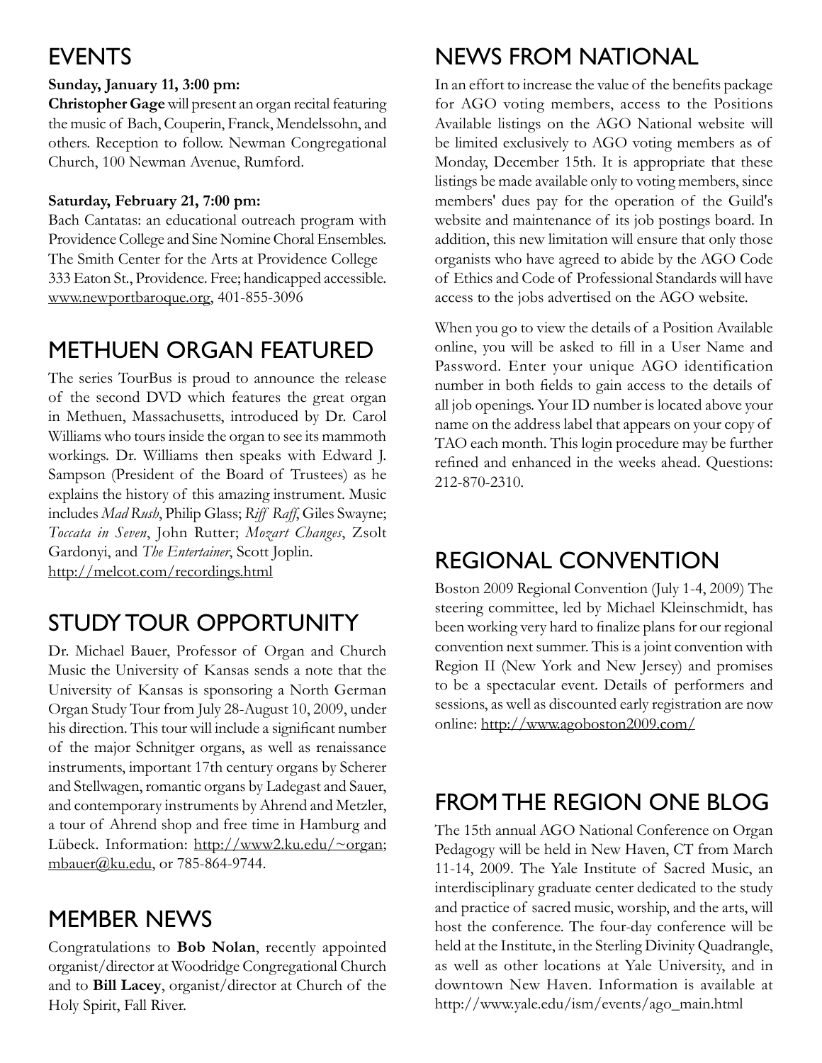## EVENTS

**Sunday, January 11, 3:00 pm:**

**Christopher Gage** will present an organ recital featuring the music of Bach, Couperin, Franck, Mendelssohn, and others. Reception to follow. Newman Congregational Church, 100 Newman Avenue, Rumford.

**Saturday, February 21, 7:00 pm:**

Bach Cantatas: an educational outreach program with Providence College and Sine Nomine Choral Ensembles. The Smith Center for the Arts at Providence College 333 Eaton St., Providence. Free; handicapped accessible. www.newportbaroque.org, 401-855-3096

## METHUEN ORGAN FEATURED

The series TourBus is proud to announce the release of the second DVD which features the great organ in Methuen, Massachusetts, introduced by Dr. Carol Williams who tours inside the organ to see its mammoth workings. Dr. Williams then speaks with Edward J. Sampson (President of the Board of Trustees) as he explains the history of this amazing instrument. Music includes *Mad Rush*, Philip Glass; *Riff Raff*, Giles Swayne; *Toccata in Seven*, John Rutter; *Mozart Changes*, Zsolt Gardonyi, and *The Entertainer*, Scott Joplin.
http://melcot.com/recordings.html

## STUDY TOUR OPPORTUNITY

Dr. Michael Bauer, Professor of Organ and Church Music the University of Kansas sends a note that the University of Kansas is sponsoring a North German Organ Study Tour from July 28-August 10, 2009, under his direction. This tour will include a significant number of the major Schnitger organs, as well as renaissance instruments, important 17th century organs by Scherer and Stellwagen, romantic organs by Ladegast and Sauer, and contemporary instruments by Ahrend and Metzler, a tour of Ahrend shop and free time in Hamburg and Lübeck. Information: http://www2.ku.edu/~organ; mbauer@ku.edu, or 785-864-9744.

## MEMBER NEWS

Congratulations to **Bob Nolan**, recently appointed organist/director at Woodridge Congregational Church and to **Bill Lacey**, organist/director at Church of the Holy Spirit, Fall River.

## NEWS FROM NATIONAL

In an effort to increase the value of the benefits package for AGO voting members, access to the Positions Available listings on the AGO National website will be limited exclusively to AGO voting members as of Monday, December 15th. It is appropriate that these listings be made available only to voting members, since members' dues pay for the operation of the Guild's website and maintenance of its job postings board. In addition, this new limitation will ensure that only those organists who have agreed to abide by the AGO Code of Ethics and Code of Professional Standards will have access to the jobs advertised on the AGO website.

When you go to view the details of a Position Available online, you will be asked to fill in a User Name and Password. Enter your unique AGO identification number in both fields to gain access to the details of all job openings. Your ID number is located above your name on the address label that appears on your copy of TAO each month. This login procedure may be further refined and enhanced in the weeks ahead. Questions: 212-870-2310.

## REGIONAL CONVENTION

Boston 2009 Regional Convention (July 1-4, 2009) The steering committee, led by Michael Kleinschmidt, has been working very hard to finalize plans for our regional convention next summer. This is a joint convention with Region II (New York and New Jersey) and promises to be a spectacular event. Details of performers and sessions, as well as discounted early registration are now online: http://www.agoboston2009.com/

## FROM THE REGION ONE BLOG

The 15th annual AGO National Conference on Organ Pedagogy will be held in New Haven, CT from March 11-14, 2009. The Yale Institute of Sacred Music, an interdisciplinary graduate center dedicated to the study and practice of sacred music, worship, and the arts, will host the conference. The four-day conference will be held at the Institute, in the Sterling Divinity Quadrangle, as well as other locations at Yale University, and in downtown New Haven. Information is available at http://www.yale.edu/ism/events/ago_main.html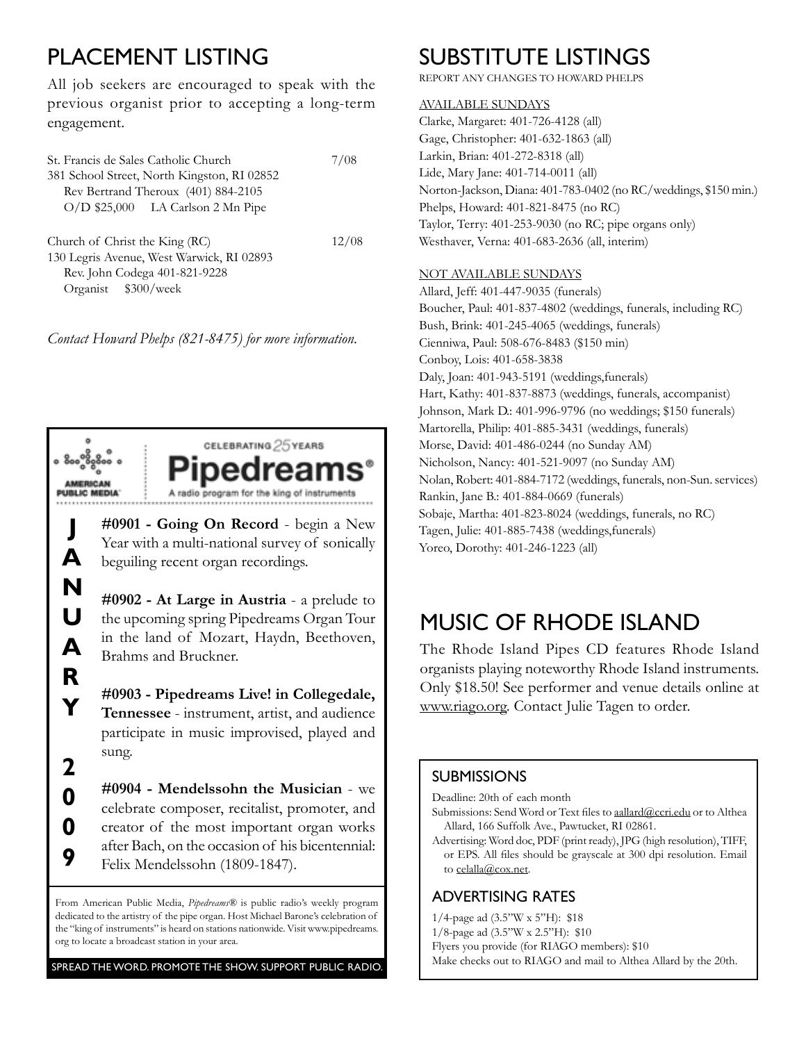# PLACEMENT LISTING

All job seekers are encouraged to speak with the previous organist prior to accepting a long-term engagement.

St. Francis de Sales Catholic Church 7/08
381 School Street, North Kingston, RI 02852
Rev Bertrand Theroux (401) 884-2105
O/D $25,000 LA Carlson 2 Mn Pipe

Church of Christ the King (RC) 12/08
130 Legris Avenue, West Warwick, RI 02893
Rev. John Codega 401-821-9228
Organist $300/week

*Contact Howard Phelps (821-8475) for more information.*

AMERICAN PUBLIC MEDIA

CELEBRATING 25 YEARS

## Pipedreams®

A radio program for the king of instruments

JANUARY 2009

**#0901 - Going On Record** - begin a New Year with a multi-national survey of sonically beguiling recent organ recordings.

**#0902 - At Large in Austria** - a prelude to the upcoming spring Pipedreams Organ Tour in the land of Mozart, Haydn, Beethoven, Brahms and Bruckner.

**#0903 - Pipedreams Live! in Collegedale, Tennessee** - instrument, artist, and audience participate in music improvised, played and sung.

**#0904 - Mendelssohn the Musician** - we celebrate composer, recitalist, promoter, and creator of the most important organ works after Bach, on the occasion of his bicentennial: Felix Mendelssohn (1809-1847).

From American Public Media, *Pipedreams*® is public radio's weekly program dedicated to the artistry of the pipe organ. Host Michael Barone's celebration of the "king of instruments" is heard on stations nationwide. Visit www.pipedreams.org to locate a broadcast station in your area.

SPREAD THE WORD. PROMOTE THE SHOW. SUPPORT PUBLIC RADIO.

# SUBSTITUTE LISTINGS

REPORT ANY CHANGES TO HOWARD PHELPS

AVAILABLE SUNDAYS

Clarke, Margaret: 401-726-4128 (all)
Gage, Christopher: 401-632-1863 (all)
Larkin, Brian: 401-272-8318 (all)
Lide, Mary Jane: 401-714-0011 (all)
Norton-Jackson, Diana: 401-783-0402 (no RC/weddings, $150 min.)
Phelps, Howard: 401-821-8475 (no RC)
Taylor, Terry: 401-253-9030 (no RC; pipe organs only)
Westhaver, Verna: 401-683-2636 (all, interim)

NOT AVAILABLE SUNDAYS

Allard, Jeff: 401-447-9035 (funerals)
Boucher, Paul: 401-837-4802 (weddings, funerals, including RC)
Bush, Brink: 401-245-4065 (weddings, funerals)
Cienniwa, Paul: 508-676-8483 ($150 min)
Conboy, Lois: 401-658-3838
Daly, Joan: 401-943-5191 (weddings,funerals)
Hart, Kathy: 401-837-8873 (weddings, funerals, accompanist)
Johnson, Mark D.: 401-996-9796 (no weddings; $150 funerals)
Martorella, Philip: 401-885-3431 (weddings, funerals)
Morse, David: 401-486-0244 (no Sunday AM)
Nicholson, Nancy: 401-521-9097 (no Sunday AM)
Nolan, Robert: 401-884-7172 (weddings, funerals, non-Sun. services)
Rankin, Jane B.: 401-884-0669 (funerals)
Sobaje, Martha: 401-823-8024 (weddings, funerals, no RC)
Tagen, Julie: 401-885-7438 (weddings,funerals)
Yoreo, Dorothy: 401-246-1223 (all)

# MUSIC OF RHODE ISLAND

The Rhode Island Pipes CD features Rhode Island organists playing noteworthy Rhode Island instruments. Only $18.50! See performer and venue details online at www.riago.org. Contact Julie Tagen to order.

## SUBMISSIONS

Deadline: 20th of each month

Submissions: Send Word or Text files to aallard@ccri.edu or to Althea Allard, 166 Suffolk Ave., Pawtucket, RI 02861.

Advertising: Word doc, PDF (print ready), JPG (high resolution), TIFF, or EPS. All files should be grayscale at 300 dpi resolution. Email to celalla@cox.net.

## ADVERTISING RATES

1/4-page ad (3.5"W x 5"H): $18
1/8-page ad (3.5"W x 2.5"H): $10
Flyers you provide (for RIAGO members): $10
Make checks out to RIAGO and mail to Althea Allard by the 20th.